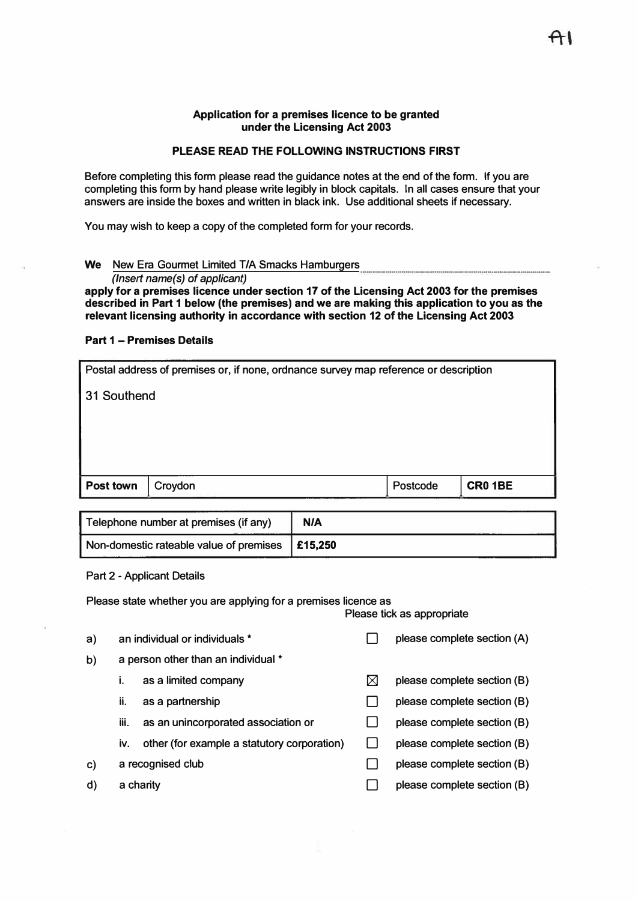A1

**Application for a premises licence to be granted under the Licensing Act 2003**

**PLEASE READ THE FOLLOWING INSTRUCTIONS FIRST**

Before completing this form please read the guidance notes at the end of the form. If you are completing this form by hand please write legibly in block capitals. In all cases ensure that your answers are inside the boxes and written in black ink. Use additional sheets if necessary.

You may wish to keep a copy of the completed form for your records.

**We** New Era Gourmet Limited T/A Smacks Hamburgers
*(Insert name(s) of applicant)*
**apply for a premises licence under section 17 of the Licensing Act 2003 for the premises described in Part 1 below (the premises) and we are making this application to you as the relevant licensing authority in accordance with section 12 of the Licensing Act 2003**

**Part 1 – Premises Details**

| Postal address of premises or, if none, ordnance survey map reference or description | | | |
|---|---|---|---|
| 31 Southend | | | |
| **Post town** | Croydon | Postcode | **CR0 1BE** |

| | |
|---|---|
| Telephone number at premises (if any) | **N/A** |
| Non-domestic rateable value of premises | **£15,250** |

Part 2 - Applicant Details

Please state whether you are applying for a premises licence as

Please tick as appropriate

| | | | |
|---|---|---|---|
| a) | an individual or individuals * | ☐ | please complete section (A) |
| b) | a person other than an individual * | | |
| | i. as a limited company | ☒ | please complete section (B) |
| | ii. as a partnership | ☐ | please complete section (B) |
| | iii. as an unincorporated association or | ☐ | please complete section (B) |
| | iv. other (for example a statutory corporation) | ☐ | please complete section (B) |
| c) | a recognised club | ☐ | please complete section (B) |
| d) | a charity | ☐ | please complete section (B) |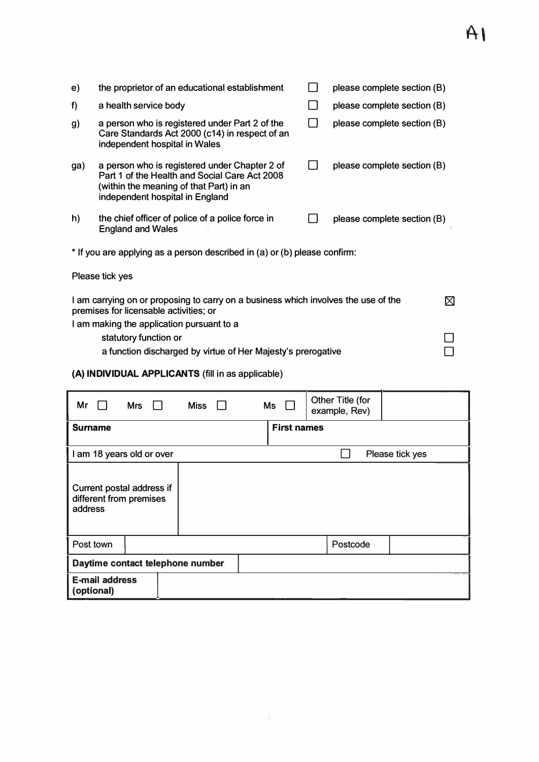A1

| | | | |
|---|---|---|---|
| e) | the proprietor of an educational establishment | ☐ | please complete section (B) |
| f) | a health service body | ☐ | please complete section (B) |
| g) | a person who is registered under Part 2 of the Care Standards Act 2000 (c14) in respect of an independent hospital in Wales | ☐ | please complete section (B) |
| ga) | a person who is registered under Chapter 2 of Part 1 of the Health and Social Care Act 2008 (within the meaning of that Part) in an independent hospital in England | ☐ | please complete section (B) |
| h) | the chief officer of police of a police force in England and Wales | ☐ | please complete section (B) |

* If you are applying as a person described in (a) or (b) please confirm:

Please tick yes

| | |
|---|---|
| I am carrying on or proposing to carry on a business which involves the use of the premises for licensable activities; or | ☒ |
| I am making the application pursuant to a | |
| statutory function or | ☐ |
| a function discharged by virtue of Her Majesty's prerogative | ☐ |

**(A) INDIVIDUAL APPLICANTS** (fill in as applicable)

| | | | | | |
|---|---|---|---|---|---|
| Mr ☐ | Mrs ☐ | Miss ☐ | Ms ☐ | Other Title (for example, Rev) | |
| **Surname** | | | **First names** | | |
| I am 18 years old or over | | | | ☐ | Please tick yes |
| Current postal address if different from premises address | | | | | |
| Post town | | | | Postcode | |
| **Daytime contact telephone number** | | | | | |
| **E-mail address (optional)** | | | | | |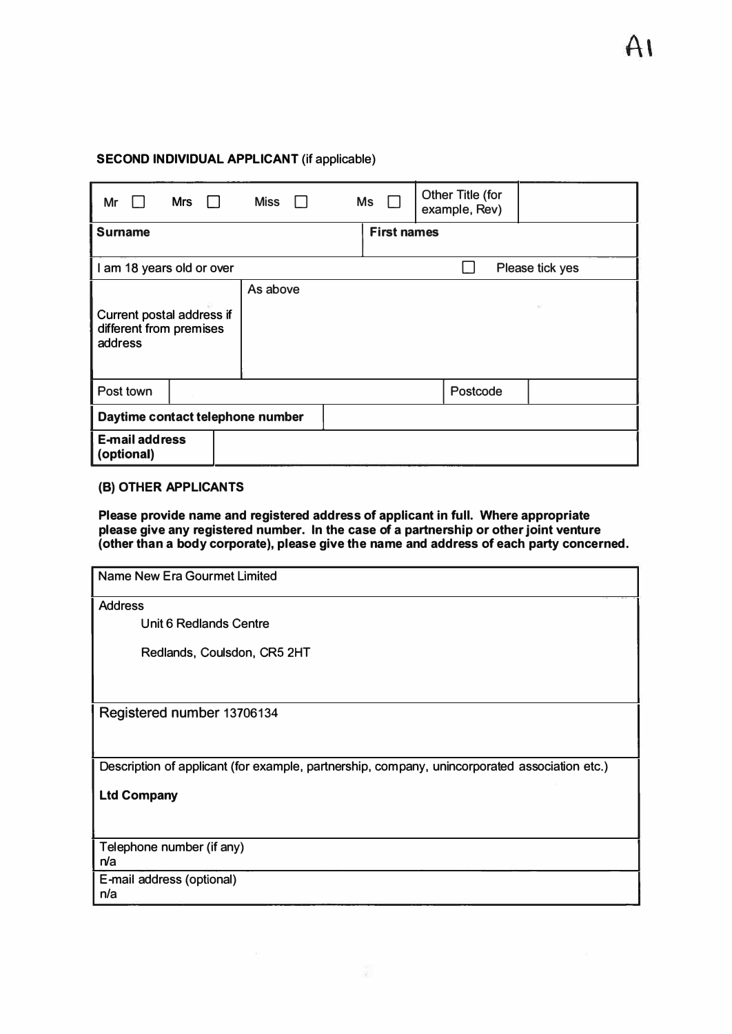A1

**SECOND INDIVIDUAL APPLICANT** (if applicable)

| Mr ☐ | Mrs ☐ | Miss ☐ | Ms ☐ | Other Title (for example, Rev) | |
|---|---|---|---|---|---|
| **Surname** | | | **First names** | | |
| I am 18 years old or over | | | | ☐ Please tick yes | |
| Current postal address if different from premises address | As above | | | | |
| Post town | | | | Postcode | |
| **Daytime contact telephone number** | | | | | |
| **E-mail address (optional)** | | | | | |

**(B) OTHER APPLICANTS**

**Please provide name and registered address of applicant in full. Where appropriate please give any registered number. In the case of a partnership or other joint venture (other than a body corporate), please give the name and address of each party concerned.**

| Name New Era Gourmet Limited |
|---|
| Address<br>Unit 6 Redlands Centre<br>Redlands, Coulsdon, CR5 2HT |
| Registered number 13706134 |
| Description of applicant (for example, partnership, company, unincorporated association etc.)<br>**Ltd Company** |
| Telephone number (if any)<br>n/a |
| E-mail address (optional)<br>n/a |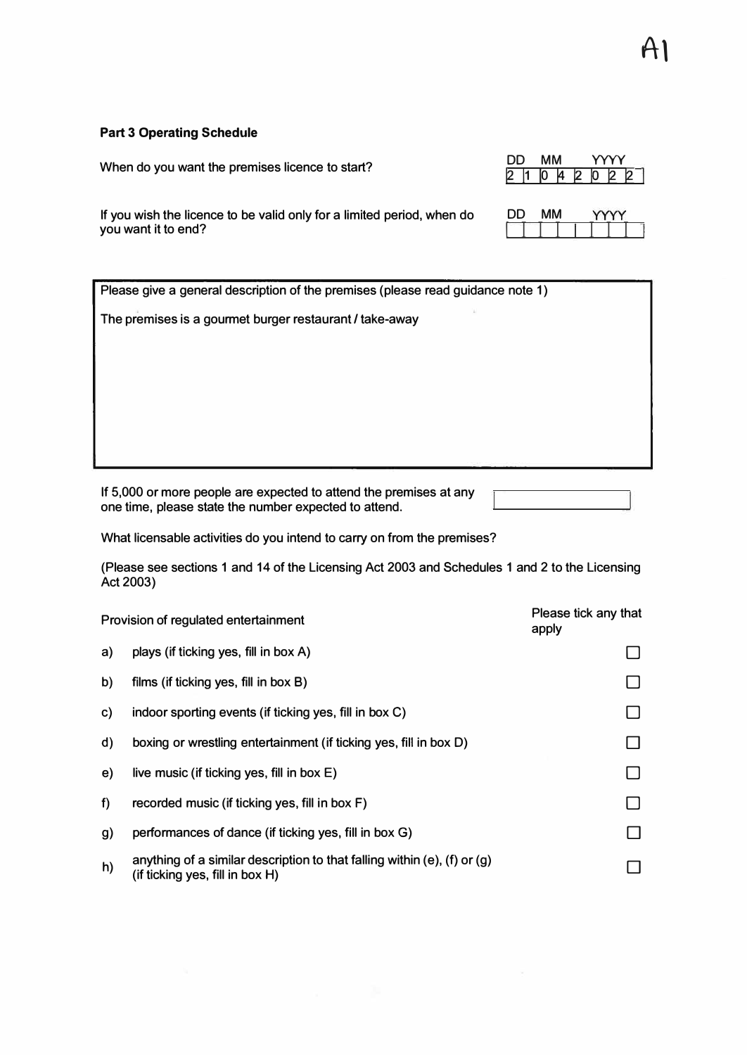A1

**Part 3 Operating Schedule**

| | DD | MM | YYYY |
|---|---|---|---|
| When do you want the premises licence to start? | 21 | 04 | 2022 |
| If you wish the licence to be valid only for a limited period, when do you want it to end? | | | |

**Please give a general description of the premises (please read guidance note 1)**

The premises is a gourmet burger restaurant / take-away

If 5,000 or more people are expected to attend the premises at any one time, please state the number expected to attend.

What licensable activities do you intend to carry on from the premises?

(Please see sections 1 and 14 of the Licensing Act 2003 and Schedules 1 and 2 to the Licensing Act 2003)

| Provision of regulated entertainment | | Please tick any that apply |
|---|---|---|
| a) | plays (if ticking yes, fill in box A) | ☐ |
| b) | films (if ticking yes, fill in box B) | ☐ |
| c) | indoor sporting events (if ticking yes, fill in box C) | ☐ |
| d) | boxing or wrestling entertainment (if ticking yes, fill in box D) | ☐ |
| e) | live music (if ticking yes, fill in box E) | ☐ |
| f) | recorded music (if ticking yes, fill in box F) | ☐ |
| g) | performances of dance (if ticking yes, fill in box G) | ☐ |
| h) | anything of a similar description to that falling within (e), (f) or (g) (if ticking yes, fill in box H) | ☐ |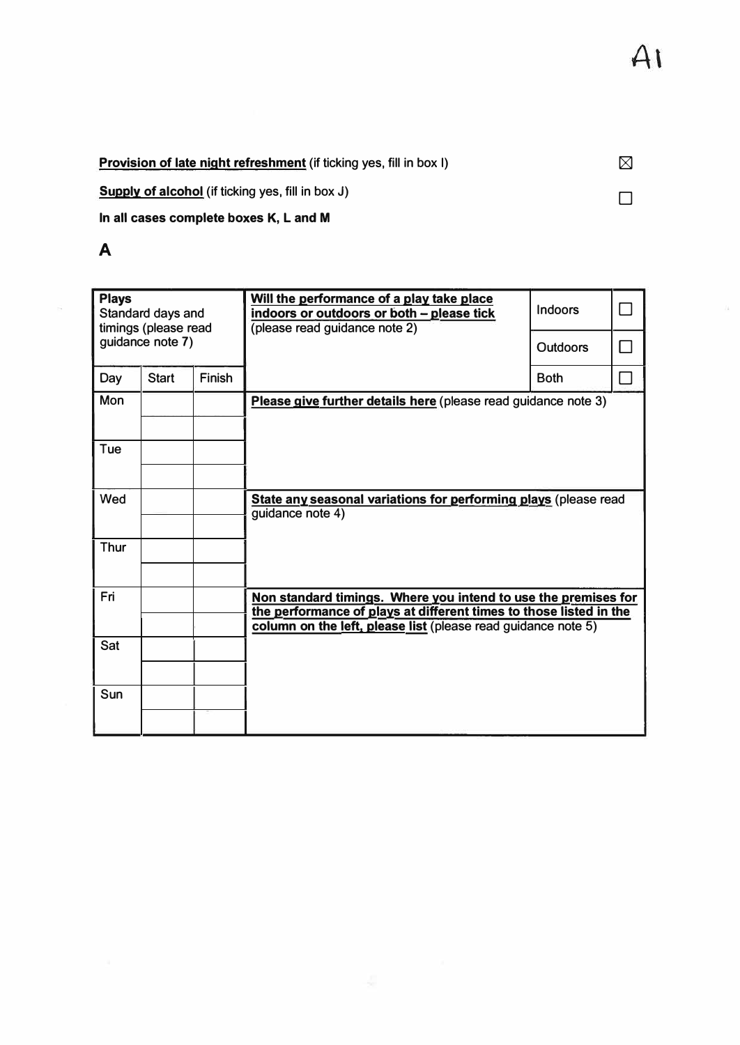A1

**Provision of late night refreshment** (if ticking yes, fill in box I) ☒

**Supply of alcohol** (if ticking yes, fill in box J) ☐

**In all cases complete boxes K, L and M**

## A

| **Plays** Standard days and timings (please read guidance note 7) | | | **Will the performance of a play take place indoors or outdoors or both – please tick** (please read guidance note 2) | | |
|---|---|---|---|---|---|
| | | | | Indoors | ☐ |
| | | | | Outdoors | ☐ |
| Day | Start | Finish | | Both | ☐ |
| Mon | | | **Please give further details here** (please read guidance note 3) | | |
| | | | | | |
| Tue | | | | | |
| | | | | | |
| Wed | | | **State any seasonal variations for performing plays** (please read guidance note 4) | | |
| | | | | | |
| Thur | | | | | |
| | | | | | |
| Fri | | | **Non standard timings. Where you intend to use the premises for the performance of plays at different times to those listed in the column on the left, please list** (please read guidance note 5) | | |
| | | | | | |
| Sat | | | | | |
| | | | | | |
| Sun | | | | | |
| | | | | | |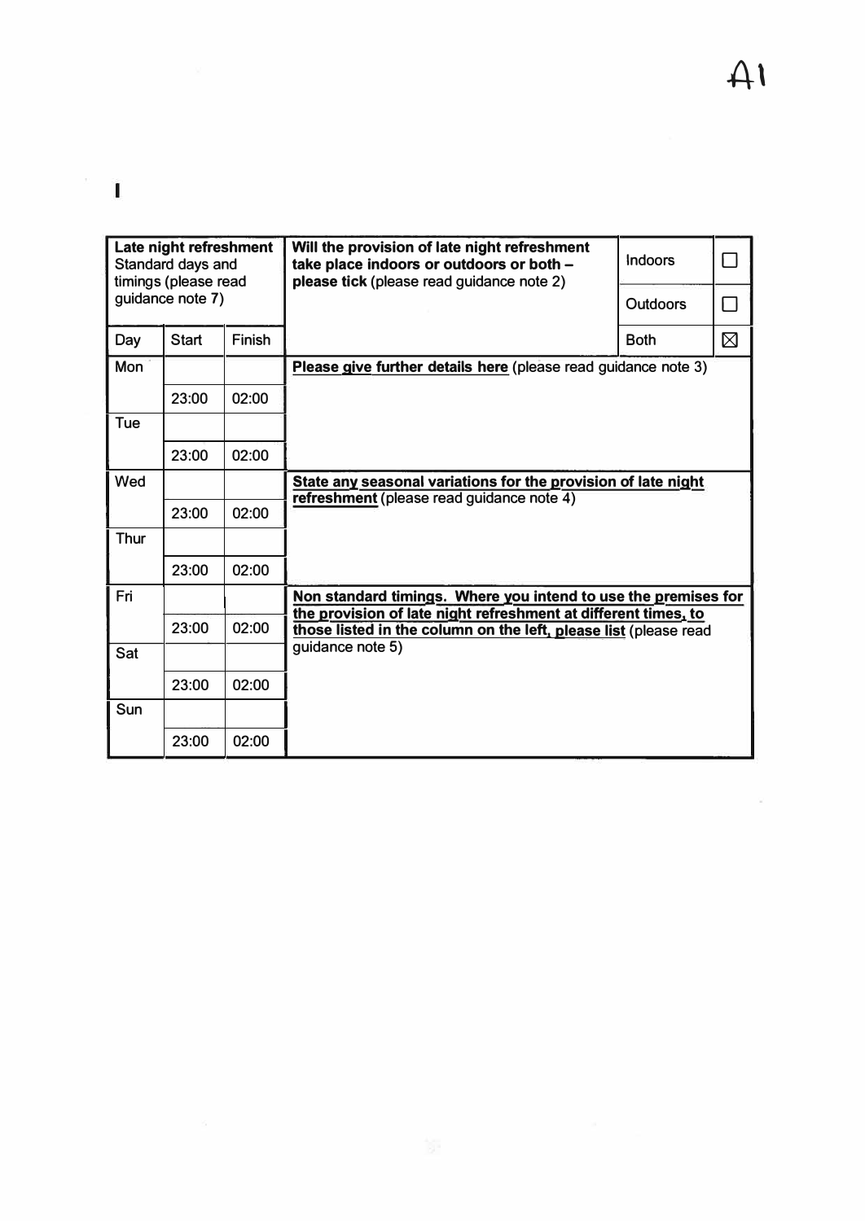A1

| Late night refreshment Standard days and timings (please read guidance note 7) | | | Will the provision of late night refreshment take place indoors or outdoors or both – please tick (please read guidance note 2) | | |
|---|---|---|---|---|---|
| | | | | Indoors | ☐ |
| | | | | Outdoors | ☐ |
| Day | Start | Finish | | Both | ☒ |
| Mon | | | **Please give further details here** (please read guidance note 3) | | |
| | 23:00 | 02:00 | | | |
| Tue | | | | | |
| | 23:00 | 02:00 | | | |
| Wed | | | **State any seasonal variations for the provision of late night refreshment** (please read guidance note 4) | | |
| | 23:00 | 02:00 | | | |
| Thur | | | | | |
| | 23:00 | 02:00 | | | |
| Fri | | | **Non standard timings. Where you intend to use the premises for the provision of late night refreshment at different times, to those listed in the column on the left, please list** (please read guidance note 5) | | |
| | 23:00 | 02:00 | | | |
| Sat | | | | | |
| | 23:00 | 02:00 | | | |
| Sun | | | | | |
| | 23:00 | 02:00 | | | |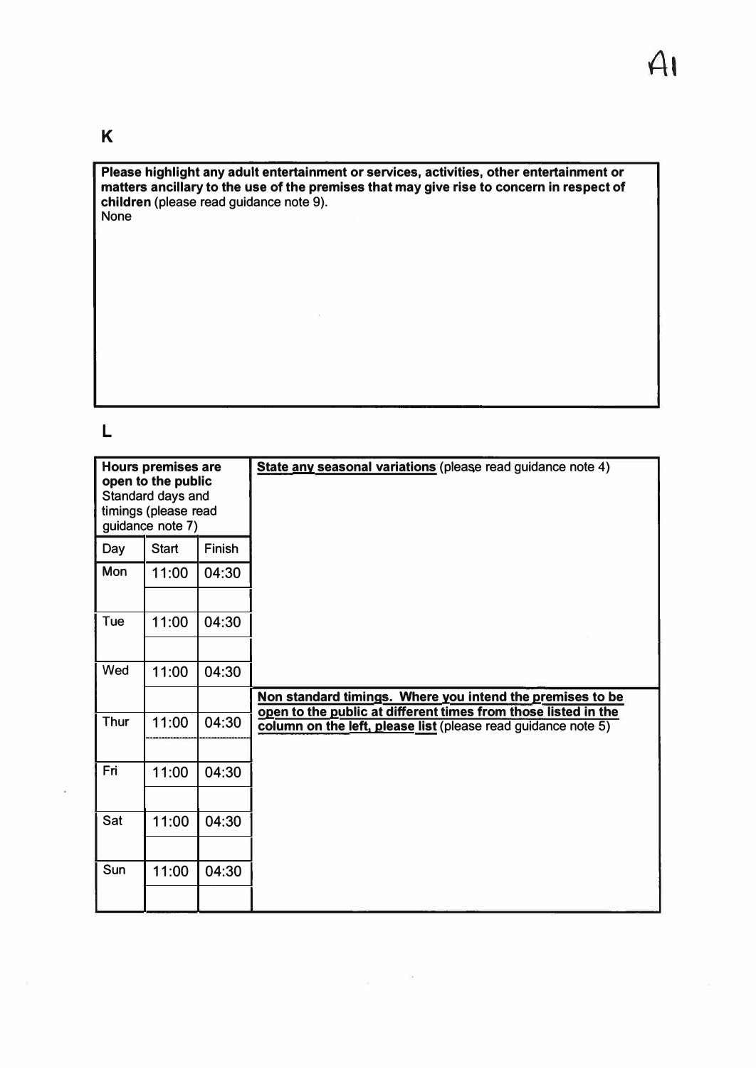A1

## K

**Please highlight any adult entertainment or services, activities, other entertainment or matters ancillary to the use of the premises that may give rise to concern in respect of children** (please read guidance note 9).

None

## L

| **Hours premises are open to the public** Standard days and timings (please read guidance note 7) | | | **State any seasonal variations** (please read guidance note 4) |
|---|---|---|---|
| Day | Start | Finish | |
| Mon | 11:00 | 04:30 | |
| | | | |
| Tue | 11:00 | 04:30 | |
| | | | |
| Wed | 11:00 | 04:30 | |
| | | | **Non standard timings. Where you intend the premises to be open to the public at different times from those listed in the column on the left, please list** (please read guidance note 5) |
| Thur | 11:00 | 04:30 | |
| | | | |
| Fri | 11:00 | 04:30 | |
| | | | |
| Sat | 11:00 | 04:30 | |
| | | | |
| Sun | 11:00 | 04:30 | |
| | | | |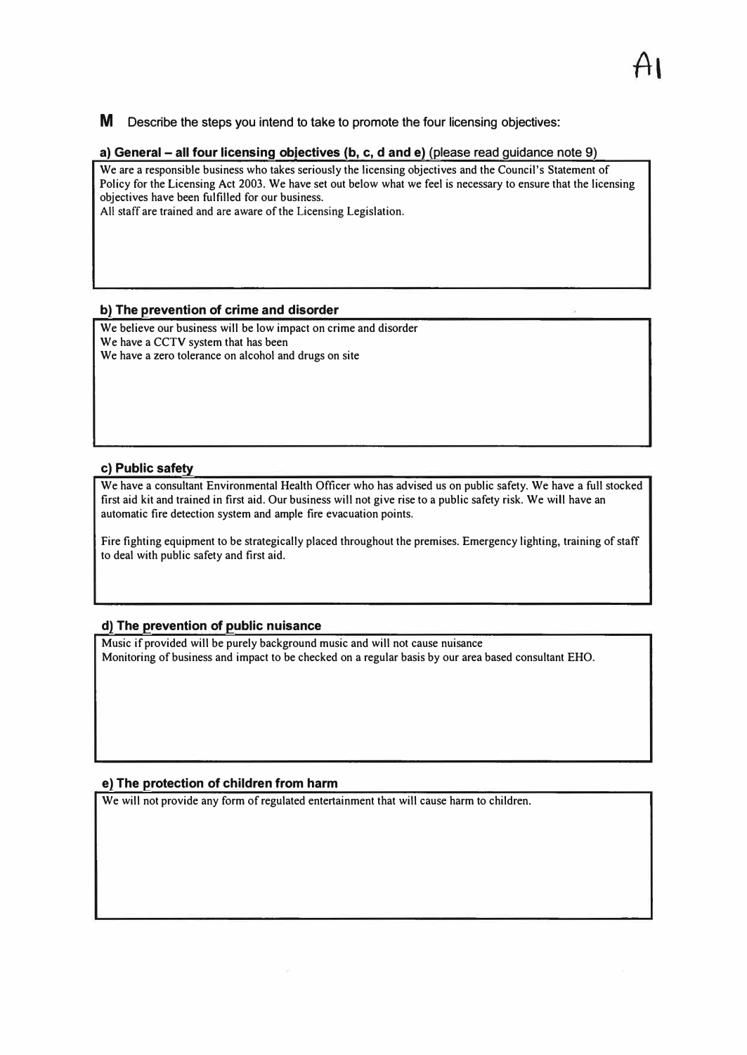A1

**M** Describe the steps you intend to take to promote the four licensing objectives:

**a) General – all four licensing objectives (b, c, d and e)** (please read guidance note 9)

We are a responsible business who takes seriously the licensing objectives and the Council's Statement of Policy for the Licensing Act 2003. We have set out below what we feel is necessary to ensure that the licensing objectives have been fulfilled for our business.
All staff are trained and are aware of the Licensing Legislation.

**b) The prevention of crime and disorder**

We believe our business will be low impact on crime and disorder
We have a CCTV system that has been
We have a zero tolerance on alcohol and drugs on site

**c) Public safety**

We have a consultant Environmental Health Officer who has advised us on public safety. We have a full stocked first aid kit and trained in first aid. Our business will not give rise to a public safety risk. We will have an automatic fire detection system and ample fire evacuation points.

Fire fighting equipment to be strategically placed throughout the premises. Emergency lighting, training of staff to deal with public safety and first aid.

**d) The prevention of public nuisance**

Music if provided will be purely background music and will not cause nuisance
Monitoring of business and impact to be checked on a regular basis by our area based consultant EHO.

**e) The protection of children from harm**

We will not provide any form of regulated entertainment that will cause harm to children.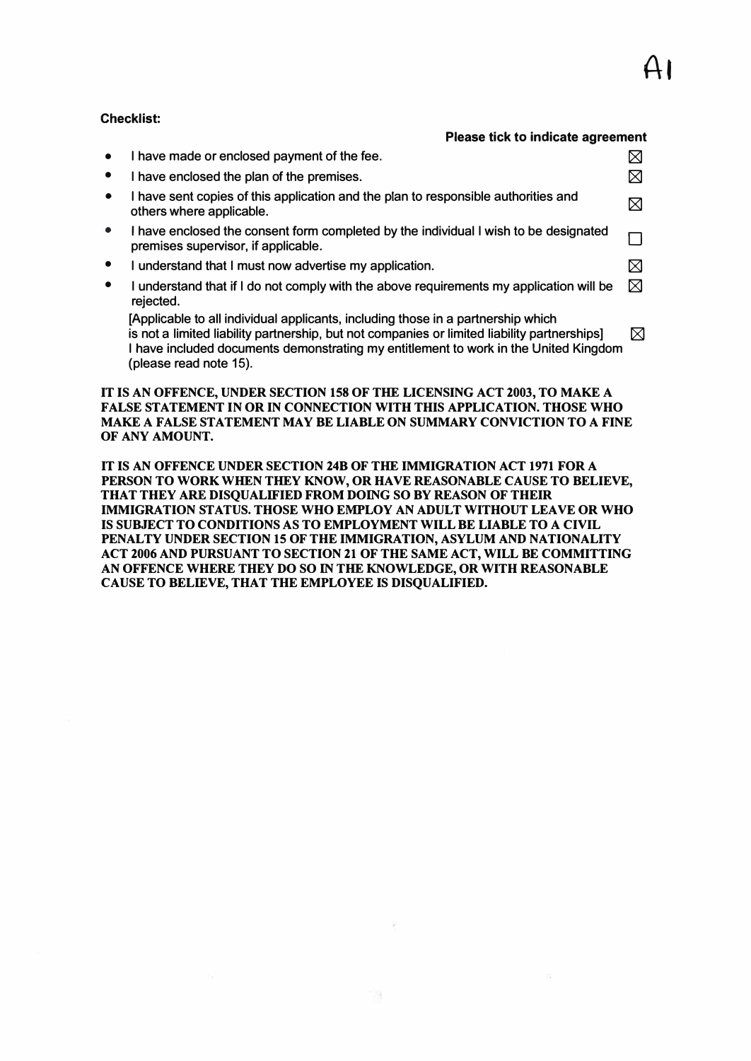A1

**Checklist:**

**Please tick to indicate agreement**

- I have made or enclosed payment of the fee. ☒
- I have enclosed the plan of the premises. ☒
- I have sent copies of this application and the plan to responsible authorities and others where applicable. ☒
- I have enclosed the consent form completed by the individual I wish to be designated premises supervisor, if applicable. ☐
- I understand that I must now advertise my application. ☒
- I understand that if I do not comply with the above requirements my application will be rejected. ☒

[Applicable to all individual applicants, including those in a partnership which is not a limited liability partnership, but not companies or limited liability partnerships] I have included documents demonstrating my entitlement to work in the United Kingdom (please read note 15). ☒

**IT IS AN OFFENCE, UNDER SECTION 158 OF THE LICENSING ACT 2003, TO MAKE A FALSE STATEMENT IN OR IN CONNECTION WITH THIS APPLICATION. THOSE WHO MAKE A FALSE STATEMENT MAY BE LIABLE ON SUMMARY CONVICTION TO A FINE OF ANY AMOUNT.**

**IT IS AN OFFENCE UNDER SECTION 24B OF THE IMMIGRATION ACT 1971 FOR A PERSON TO WORK WHEN THEY KNOW, OR HAVE REASONABLE CAUSE TO BELIEVE, THAT THEY ARE DISQUALIFIED FROM DOING SO BY REASON OF THEIR IMMIGRATION STATUS. THOSE WHO EMPLOY AN ADULT WITHOUT LEAVE OR WHO IS SUBJECT TO CONDITIONS AS TO EMPLOYMENT WILL BE LIABLE TO A CIVIL PENALTY UNDER SECTION 15 OF THE IMMIGRATION, ASYLUM AND NATIONALITY ACT 2006 AND PURSUANT TO SECTION 21 OF THE SAME ACT, WILL BE COMMITTING AN OFFENCE WHERE THEY DO SO IN THE KNOWLEDGE, OR WITH REASONABLE CAUSE TO BELIEVE, THAT THE EMPLOYEE IS DISQUALIFIED.**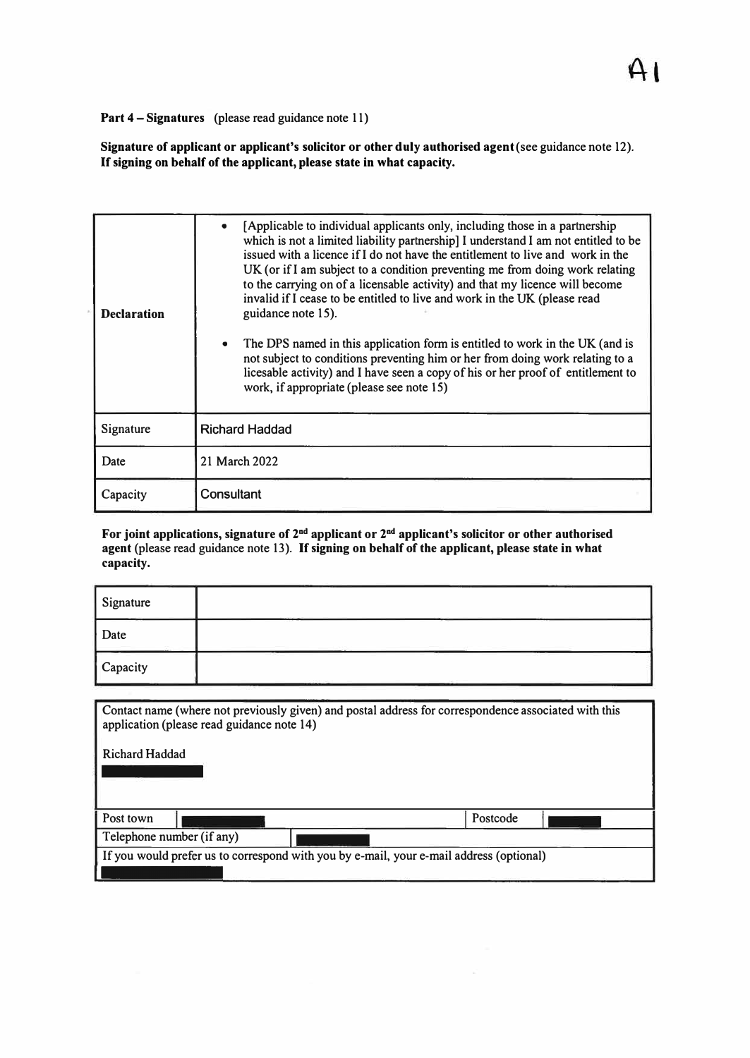A1

**Part 4 – Signatures** (please read guidance note 11)

**Signature of applicant or applicant's solicitor or other duly authorised agent** (see guidance note 12). **If signing on behalf of the applicant, please state in what capacity.**

| | |
|---|---|
| **Declaration** | • [Applicable to individual applicants only, including those in a partnership which is not a limited liability partnership] I understand I am not entitled to be issued with a licence if I do not have the entitlement to live and work in the UK (or if I am subject to a condition preventing me from doing work relating to the carrying on of a licensable activity) and that my licence will become invalid if I cease to be entitled to live and work in the UK (please read guidance note 15). <br><br> • The DPS named in this application form is entitled to work in the UK (and is not subject to conditions preventing him or her from doing work relating to a licesable activity) and I have seen a copy of his or her proof of entitlement to work, if appropriate (please see note 15) |
| Signature | Richard Haddad |
| Date | 21 March 2022 |
| Capacity | Consultant |

**For joint applications, signature of 2nd applicant or 2nd applicant's solicitor or other authorised agent** (please read guidance note 13). **If signing on behalf of the applicant, please state in what capacity.**

| | |
|---|---|
| Signature | |
| Date | |
| Capacity | |

| | | | |
|---|---|---|---|
| Contact name (where not previously given) and postal address for correspondence associated with this application (please read guidance note 14)<br><br>Richard Haddad<br>[REDACTED] | | | |
| Post town | [REDACTED] | Postcode | [REDACTED] |
| Telephone number (if any) | [REDACTED] | | |
| If you would prefer us to correspond with you by e-mail, your e-mail address (optional)<br>[REDACTED] | | | |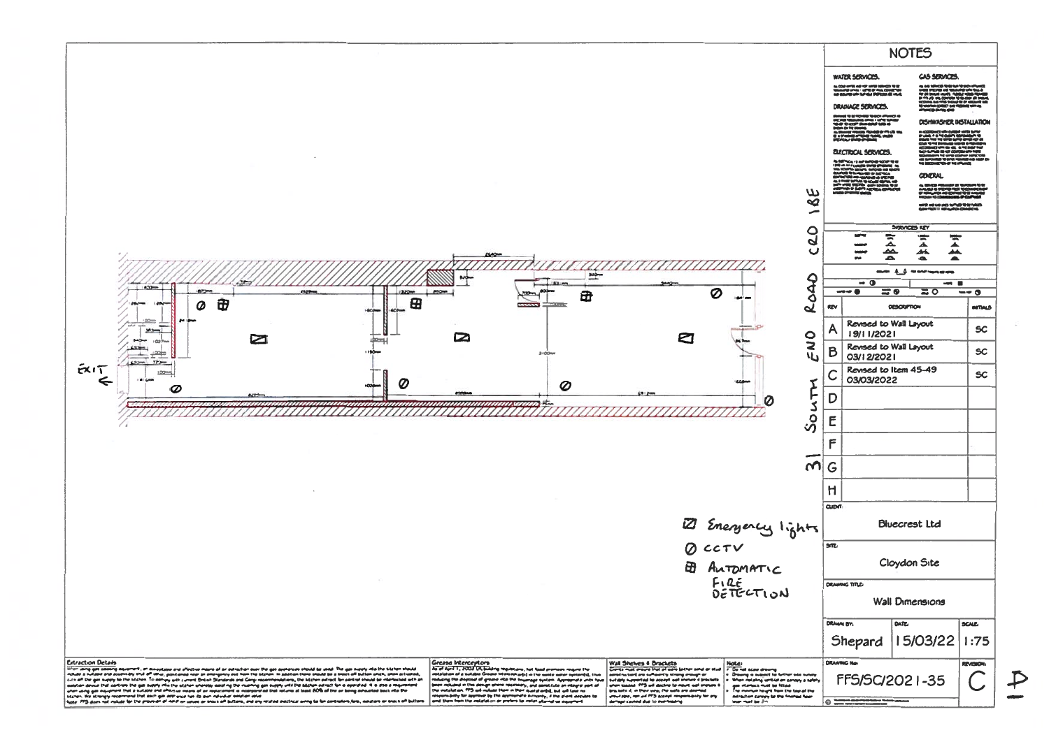EXIT ←

31 South End Road CR0 1BE

Emergency lights

CCTV

Automatic Fire Detection

## NOTES

**WATER SERVICES.**

**GAS SERVICES.**

**DRAINAGE SERVICES.**

**DISHWASHER INSTALLATION**

**ELECTRICAL SERVICES.**

**GENERAL.**

SERVICES KEY

| REV | DESCRIPTION | INITIALS |
|---|---|---|
| A | Revised to Wall Layout 19/11/2021 | SC |
| B | Revised to Wall Layout 03/12/2021 | SC |
| C | Revised to Item 45-49 03/03/2022 | SC |
| D | | |
| E | | |
| F | | |
| G | | |
| H | | |

CLIENT: Bluecrest Ltd

SITE: Cloydon Site

DRAWING TITLE: Wall Dimensions

| DRAWN BY: | DATE: | SCALE: |
|---|---|---|
| Shepard | 15/03/22 | 1:75 |

| DRAWING No: | REVISION: |
|---|---|
| FFS/SC/2021-35 | C |

D

**Extraction Details**

**Grease Interceptors**

**Wall Shelves & Brackets**

**Notes:**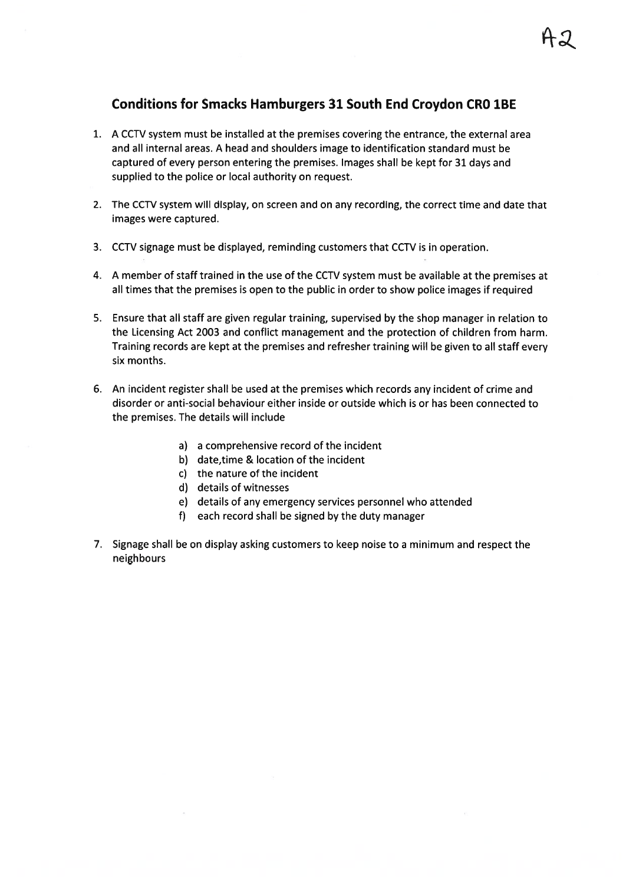A2

## Conditions for Smacks Hamburgers 31 South End Croydon CR0 1BE

1. A CCTV system must be installed at the premises covering the entrance, the external area and all internal areas. A head and shoulders image to identification standard must be captured of every person entering the premises. Images shall be kept for 31 days and supplied to the police or local authority on request.

2. The CCTV system will display, on screen and on any recording, the correct time and date that images were captured.

3. CCTV signage must be displayed, reminding customers that CCTV is in operation.

4. A member of staff trained in the use of the CCTV system must be available at the premises at all times that the premises is open to the public in order to show police images if required

5. Ensure that all staff are given regular training, supervised by the shop manager in relation to the Licensing Act 2003 and conflict management and the protection of children from harm. Training records are kept at the premises and refresher training will be given to all staff every six months.

6. An incident register shall be used at the premises which records any incident of crime and disorder or anti-social behaviour either inside or outside which is or has been connected to the premises. The details will include

    a) a comprehensive record of the incident
    b) date,time & location of the incident
    c) the nature of the incident
    d) details of witnesses
    e) details of any emergency services personnel who attended
    f) each record shall be signed by the duty manager

7. Signage shall be on display asking customers to keep noise to a minimum and respect the neighbours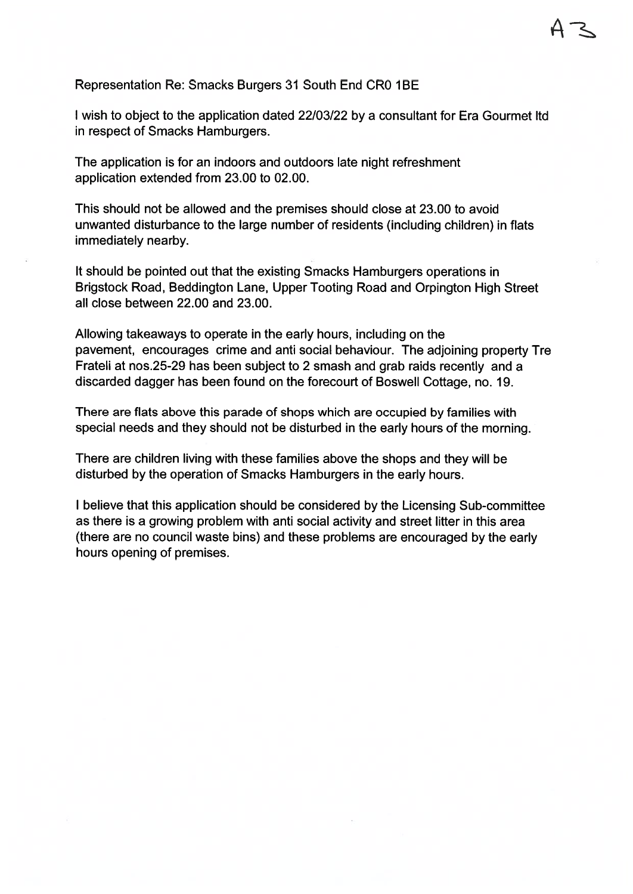A3

Representation Re: Smacks Burgers 31 South End CR0 1BE

I wish to object to the application dated 22/03/22 by a consultant for Era Gourmet ltd in respect of Smacks Hamburgers.

The application is for an indoors and outdoors late night refreshment application extended from 23.00 to 02.00.

This should not be allowed and the premises should close at 23.00 to avoid unwanted disturbance to the large number of residents (including children) in flats immediately nearby.

It should be pointed out that the existing Smacks Hamburgers operations in Brigstock Road, Beddington Lane, Upper Tooting Road and Orpington High Street all close between 22.00 and 23.00.

Allowing takeaways to operate in the early hours, including on the pavement, encourages crime and anti social behaviour. The adjoining property Tre Frateli at nos.25-29 has been subject to 2 smash and grab raids recently and a discarded dagger has been found on the forecourt of Boswell Cottage, no. 19.

There are flats above this parade of shops which are occupied by families with special needs and they should not be disturbed in the early hours of the morning.

There are children living with these families above the shops and they will be disturbed by the operation of Smacks Hamburgers in the early hours.

I believe that this application should be considered by the Licensing Sub-committee as there is a growing problem with anti social activity and street litter in this area (there are no council waste bins) and these problems are encouraged by the early hours opening of premises.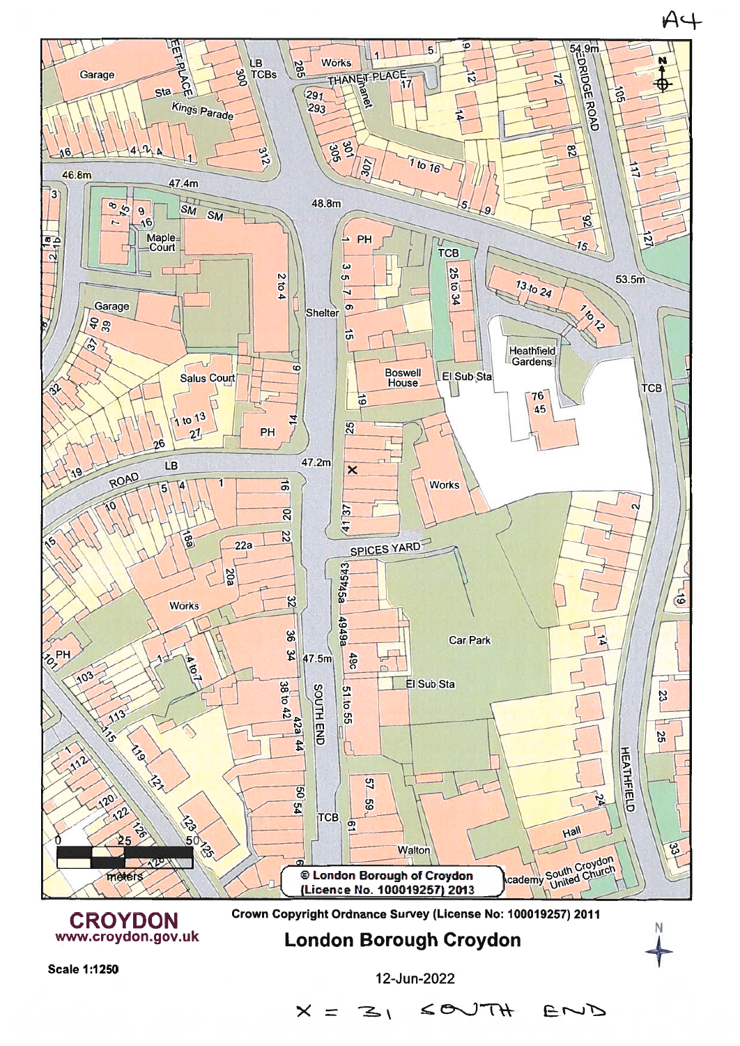A4

**CROYDON**
www.croydon.gov.uk

Crown Copyright Ordnance Survey (License No: 100019257) 2011

## London Borough Croydon

**Scale 1:1250**

12-Jun-2022

X = 31 SOUTH END